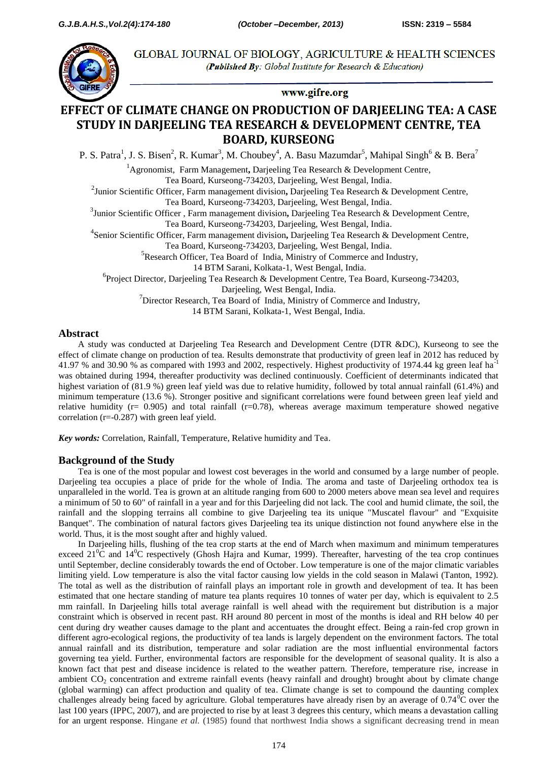GLOBAL JOURNAL OF BIOLOGY, AGRICULTURE & HEALTH SCIENCES

*(Published By: Global Institute for Research & Education)*

www.gifre.org

# EFFECT OF CLIMATE CHANGE ON PRODUCTION OF DARJEELING TEA: A CASE STUDY IN DARJEELING TEA RESEARCH & DEVELOPMENT CENTRE, TEA BOARD, KURSEONG

P. S. Patra[1], J. S. Bisen[2], R. Kumar[3], M. Choubey[4], A. Basu Mazumdar[5], Mahipal Singh[6] & B. Bera[7]

[1]Agronomist, Farm Management, Darjeeling Tea Research & Development Centre, Tea Board, Kurseong-734203, Darjeeling, West Bengal, India.

[2]Junior Scientific Officer, Farm management division, Darjeeling Tea Research & Development Centre, Tea Board, Kurseong-734203, Darjeeling, West Bengal, India.

[3]Junior Scientific Officer , Farm management division, Darjeeling Tea Research & Development Centre, Tea Board, Kurseong-734203, Darjeeling, West Bengal, India.

[4]Senior Scientific Officer, Farm management division, Darjeeling Tea Research & Development Centre, Tea Board, Kurseong-734203, Darjeeling, West Bengal, India.

[5]Research Officer, Tea Board of India, Ministry of Commerce and Industry, 14 BTM Sarani, Kolkata-1, West Bengal, India.

[6]Project Director, Darjeeling Tea Research & Development Centre, Tea Board, Kurseong-734203, Darjeeling, West Bengal, India.

[7]Director Research, Tea Board of India, Ministry of Commerce and Industry, 14 BTM Sarani, Kolkata-1, West Bengal, India.

## Abstract

A study was conducted at Darjeeling Tea Research and Development Centre (DTR &DC), Kurseong to see the effect of climate change on production of tea. Results demonstrate that productivity of green leaf in 2012 has reduced by 41.97 % and 30.90 % as compared with 1993 and 2002, respectively. Highest productivity of 1974.44 kg green leaf $ha^{-1}$ was obtained during 1994, thereafter productivity was declined continuously. Coefficient of determinants indicated that highest variation of (81.9 %) green leaf yield was due to relative humidity, followed by total annual rainfall (61.4%) and minimum temperature (13.6 %). Stronger positive and significant correlations were found between green leaf yield and relative humidity (r= 0.905) and total rainfall (r=0.78), whereas average maximum temperature showed negative correlation (r=-0.287) with green leaf yield.

***Key words:*** Correlation, Rainfall, Temperature, Relative humidity and Tea.

## Background of the Study

Tea is one of the most popular and lowest cost beverages in the world and consumed by a large number of people. Darjeeling tea occupies a place of pride for the whole of India. The aroma and taste of Darjeeling orthodox tea is unparalleled in the world. Tea is grown at an altitude ranging from 600 to 2000 meters above mean sea level and requires a minimum of 50 to 60" of rainfall in a year and for this Darjeeling did not lack. The cool and humid climate, the soil, the rainfall and the slopping terrains all combine to give Darjeeling tea its unique "Muscatel flavour" and "Exquisite Banquet". The combination of natural factors gives Darjeeling tea its unique distinction not found anywhere else in the world. Thus, it is the most sought after and highly valued.

In Darjeeling hills, flushing of the tea crop starts at the end of March when maximum and minimum temperatures exceed $21^0$C and $14^0$C respectively (Ghosh Hajra and Kumar, 1999). Thereafter, harvesting of the tea crop continues until September, decline considerably towards the end of October. Low temperature is one of the major climatic variables limiting yield. Low temperature is also the vital factor causing low yields in the cold season in Malawi (Tanton, 1992). The total as well as the distribution of rainfall plays an important role in growth and development of tea. It has been estimated that one hectare standing of mature tea plants requires 10 tonnes of water per day, which is equivalent to 2.5 mm rainfall. In Darjeeling hills total average rainfall is well ahead with the requirement but distribution is a major constraint which is observed in recent past. RH around 80 percent in most of the months is ideal and RH below 40 per cent during dry weather causes damage to the plant and accentuates the drought effect. Being a rain-fed crop grown in different agro-ecological regions, the productivity of tea lands is largely dependent on the environment factors. The total annual rainfall and its distribution, temperature and solar radiation are the most influential environmental factors governing tea yield. Further, environmental factors are responsible for the development of seasonal quality. It is also a known fact that pest and disease incidence is related to the weather pattern. Therefore, temperature rise, increase in ambient $CO_2$ concentration and extreme rainfall events (heavy rainfall and drought) brought about by climate change (global warming) can affect production and quality of tea. Climate change is set to compound the daunting complex challenges already being faced by agriculture. Global temperatures have already risen by an average of $0.74^0$C over the last 100 years (IPPC, 2007), and are projected to rise by at least 3 degrees this century, which means a devastation calling for an urgent response. Hingane *et al.* (1985) found that northwest India shows a significant decreasing trend in mean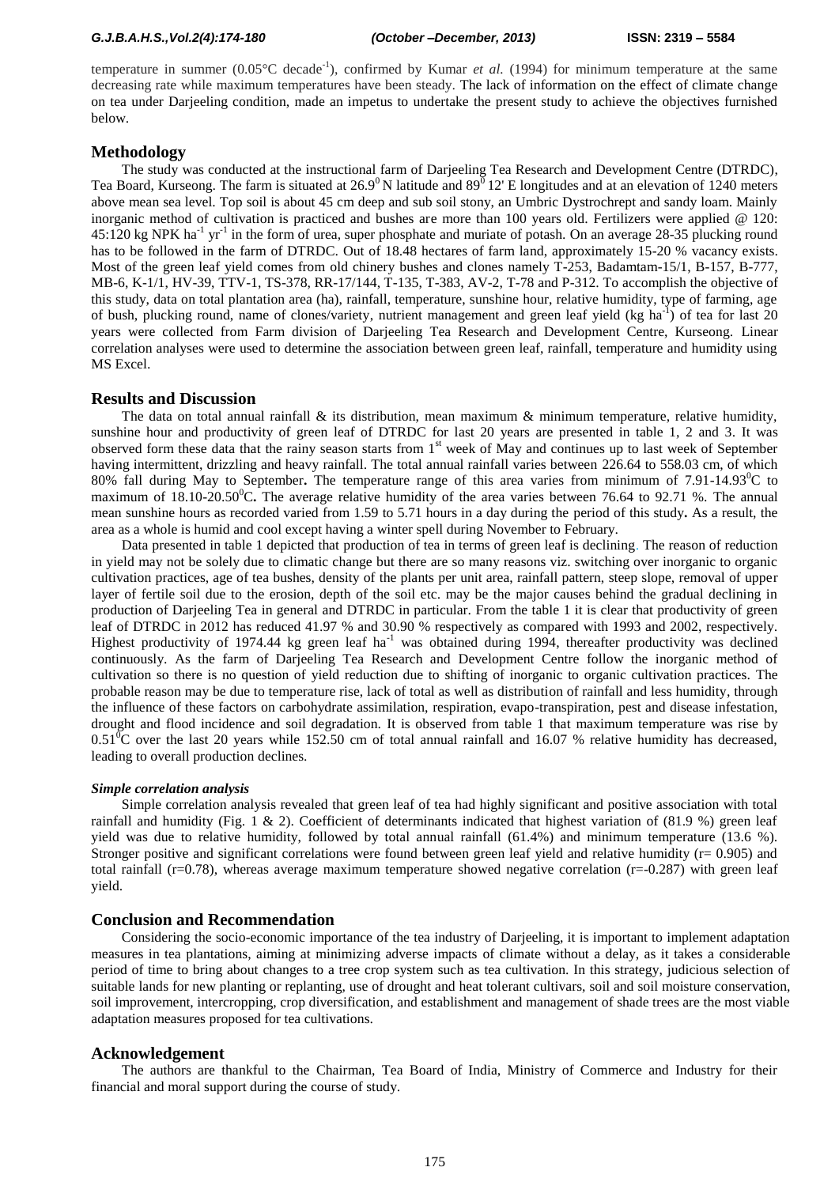temperature in summer (0.05°C decade$^{-1}$), confirmed by Kumar *et al.* (1994) for minimum temperature at the same decreasing rate while maximum temperatures have been steady. The lack of information on the effect of climate change on tea under Darjeeling condition, made an impetus to undertake the present study to achieve the objectives furnished below.

## Methodology

The study was conducted at the instructional farm of Darjeeling Tea Research and Development Centre (DTRDC), Tea Board, Kurseong. The farm is situated at 26.9$^0$ N latitude and 89$^0$ 12' E longitudes and at an elevation of 1240 meters above mean sea level. Top soil is about 45 cm deep and sub soil stony, an Umbric Dystrochrept and sandy loam. Mainly inorganic method of cultivation is practiced and bushes are more than 100 years old. Fertilizers were applied @ 120: 45:120 kg NPK ha$^{-1}$ yr$^{-1}$ in the form of urea, super phosphate and muriate of potash. On an average 28-35 plucking round has to be followed in the farm of DTRDC. Out of 18.48 hectares of farm land, approximately 15-20 % vacancy exists. Most of the green leaf yield comes from old chinery bushes and clones namely T-253, Badamtam-15/1, B-157, B-777, MB-6, K-1/1, HV-39, TTV-1, TS-378, RR-17/144, T-135, T-383, AV-2, T-78 and P-312. To accomplish the objective of this study, data on total plantation area (ha), rainfall, temperature, sunshine hour, relative humidity, type of farming, age of bush, plucking round, name of clones/variety, nutrient management and green leaf yield (kg ha$^{-1}$) of tea for last 20 years were collected from Farm division of Darjeeling Tea Research and Development Centre, Kurseong. Linear correlation analyses were used to determine the association between green leaf, rainfall, temperature and humidity using MS Excel.

## Results and Discussion

The data on total annual rainfall & its distribution, mean maximum & minimum temperature, relative humidity, sunshine hour and productivity of green leaf of DTRDC for last 20 years are presented in table 1, 2 and 3. It was observed form these data that the rainy season starts from 1st week of May and continues up to last week of September having intermittent, drizzling and heavy rainfall. The total annual rainfall varies between 226.64 to 558.03 cm, of which 80% fall during May to September**.** The temperature range of this area varies from minimum of 7.91-14.93$^0$C to maximum of 18.10-20.50$^0$C**.** The average relative humidity of the area varies between 76.64 to 92.71 %. The annual mean sunshine hours as recorded varied from 1.59 to 5.71 hours in a day during the period of this study**.** As a result, the area as a whole is humid and cool except having a winter spell during November to February.

Data presented in table 1 depicted that production of tea in terms of green leaf is declining. The reason of reduction in yield may not be solely due to climatic change but there are so many reasons viz. switching over inorganic to organic cultivation practices, age of tea bushes, density of the plants per unit area, rainfall pattern, steep slope, removal of upper layer of fertile soil due to the erosion, depth of the soil etc. may be the major causes behind the gradual declining in production of Darjeeling Tea in general and DTRDC in particular. From the table 1 it is clear that productivity of green leaf of DTRDC in 2012 has reduced 41.97 % and 30.90 % respectively as compared with 1993 and 2002, respectively. Highest productivity of 1974.44 kg green leaf ha$^{-1}$ was obtained during 1994, thereafter productivity was declined continuously. As the farm of Darjeeling Tea Research and Development Centre follow the inorganic method of cultivation so there is no question of yield reduction due to shifting of inorganic to organic cultivation practices. The probable reason may be due to temperature rise, lack of total as well as distribution of rainfall and less humidity, through the influence of these factors on carbohydrate assimilation, respiration, evapo-transpiration, pest and disease infestation, drought and flood incidence and soil degradation. It is observed from table 1 that maximum temperature was rise by 0.51$^0$C over the last 20 years while 152.50 cm of total annual rainfall and 16.07 % relative humidity has decreased, leading to overall production declines.

### *Simple correlation analysis*

Simple correlation analysis revealed that green leaf of tea had highly significant and positive association with total rainfall and humidity (Fig. 1 & 2). Coefficient of determinants indicated that highest variation of (81.9 %) green leaf yield was due to relative humidity, followed by total annual rainfall (61.4%) and minimum temperature (13.6 %). Stronger positive and significant correlations were found between green leaf yield and relative humidity ($r= 0.905$) and total rainfall ($r=0.78$), whereas average maximum temperature showed negative correlation ($r=-0.287$) with green leaf yield.

## Conclusion and Recommendation

Considering the socio-economic importance of the tea industry of Darjeeling, it is important to implement adaptation measures in tea plantations, aiming at minimizing adverse impacts of climate without a delay, as it takes a considerable period of time to bring about changes to a tree crop system such as tea cultivation. In this strategy, judicious selection of suitable lands for new planting or replanting, use of drought and heat tolerant cultivars, soil and soil moisture conservation, soil improvement, intercropping, crop diversification, and establishment and management of shade trees are the most viable adaptation measures proposed for tea cultivations.

## Acknowledgement

The authors are thankful to the Chairman, Tea Board of India, Ministry of Commerce and Industry for their financial and moral support during the course of study.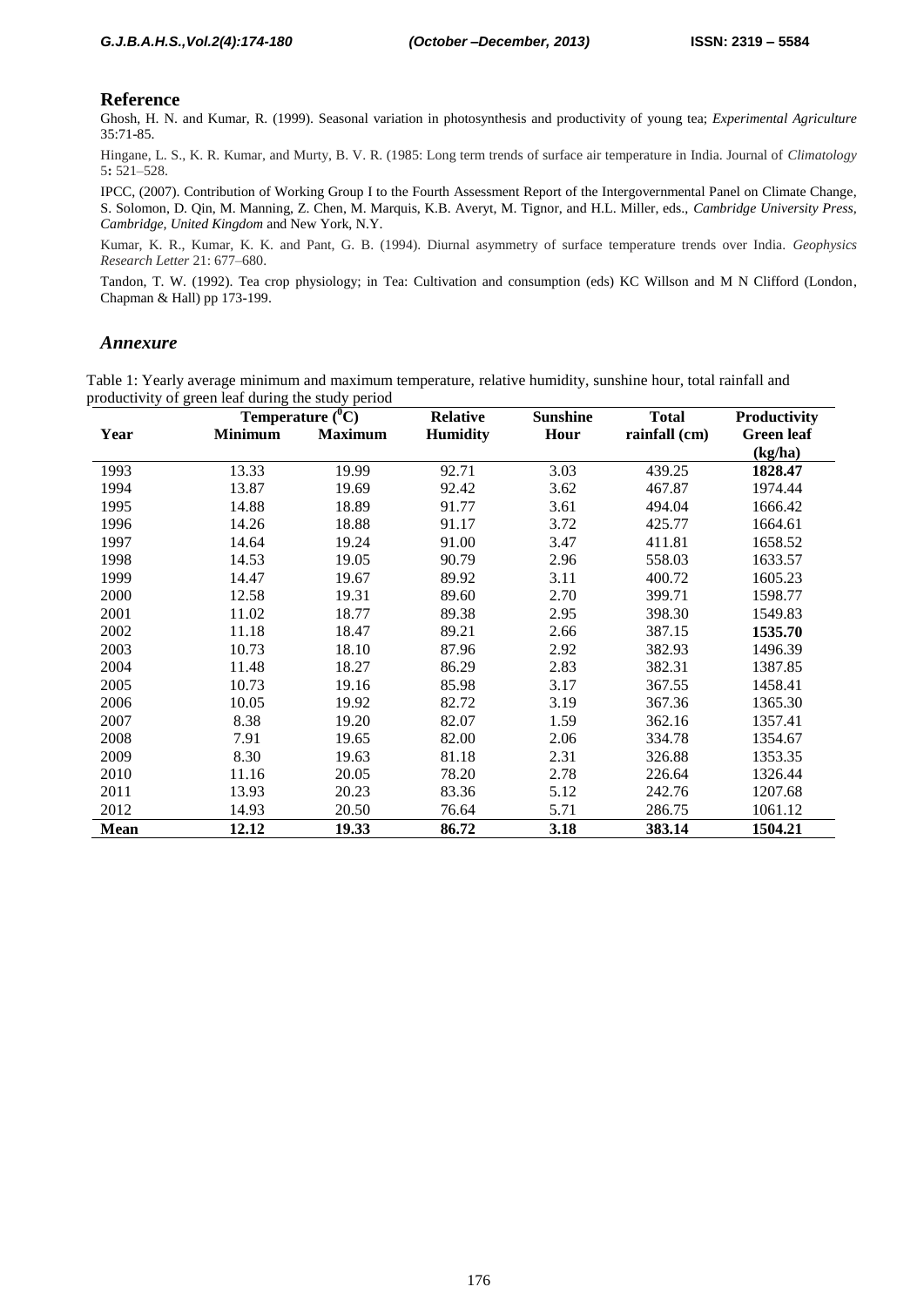## Reference

Ghosh, H. N. and Kumar, R. (1999). Seasonal variation in photosynthesis and productivity of young tea; *Experimental Agriculture* 35:71-85.

Hingane, L. S., K. R. Kumar, and Murty, B. V. R. (1985: Long term trends of surface air temperature in India. Journal of *Climatology* 5**:** 521–528.

IPCC, (2007). Contribution of Working Group I to the Fourth Assessment Report of the Intergovernmental Panel on Climate Change, S. Solomon, D. Qin, M. Manning, Z. Chen, M. Marquis, K.B. Averyt, M. Tignor, and H.L. Miller, eds., *Cambridge University Press, Cambridge, United Kingdom* and New York, N.Y.

Kumar, K. R., Kumar, K. K. and Pant, G. B. (1994). Diurnal asymmetry of surface temperature trends over India. *Geophysics Research Letter* 21: 677–680.

Tandon, T. W. (1992). Tea crop physiology; in Tea: Cultivation and consumption (eds) KC Willson and M N Clifford (London, Chapman & Hall) pp 173-199.

## *Annexure*

Table 1: Yearly average minimum and maximum temperature, relative humidity, sunshine hour, total rainfall and productivity of green leaf during the study period

| Year | Temperature ($^0$C) Minimum | Temperature ($^0$C) Maximum | Relative Humidity | Sunshine Hour | Total rainfall (cm) | Productivity Green leaf (kg/ha) |
|---|---|---|---|---|---|---|
| 1993 | 13.33 | 19.99 | 92.71 | 3.03 | 439.25 | **1828.47** |
| 1994 | 13.87 | 19.69 | 92.42 | 3.62 | 467.87 | 1974.44 |
| 1995 | 14.88 | 18.89 | 91.77 | 3.61 | 494.04 | 1666.42 |
| 1996 | 14.26 | 18.88 | 91.17 | 3.72 | 425.77 | 1664.61 |
| 1997 | 14.64 | 19.24 | 91.00 | 3.47 | 411.81 | 1658.52 |
| 1998 | 14.53 | 19.05 | 90.79 | 2.96 | 558.03 | 1633.57 |
| 1999 | 14.47 | 19.67 | 89.92 | 3.11 | 400.72 | 1605.23 |
| 2000 | 12.58 | 19.31 | 89.60 | 2.70 | 399.71 | 1598.77 |
| 2001 | 11.02 | 18.77 | 89.38 | 2.95 | 398.30 | 1549.83 |
| 2002 | 11.18 | 18.47 | 89.21 | 2.66 | 387.15 | **1535.70** |
| 2003 | 10.73 | 18.10 | 87.96 | 2.92 | 382.93 | 1496.39 |
| 2004 | 11.48 | 18.27 | 86.29 | 2.83 | 382.31 | 1387.85 |
| 2005 | 10.73 | 19.16 | 85.98 | 3.17 | 367.55 | 1458.41 |
| 2006 | 10.05 | 19.92 | 82.72 | 3.19 | 367.36 | 1365.30 |
| 2007 | 8.38 | 19.20 | 82.07 | 1.59 | 362.16 | 1357.41 |
| 2008 | 7.91 | 19.65 | 82.00 | 2.06 | 334.78 | 1354.67 |
| 2009 | 8.30 | 19.63 | 81.18 | 2.31 | 326.88 | 1353.35 |
| 2010 | 11.16 | 20.05 | 78.20 | 2.78 | 226.64 | 1326.44 |
| 2011 | 13.93 | 20.23 | 83.36 | 5.12 | 242.76 | 1207.68 |
| 2012 | 14.93 | 20.50 | 76.64 | 5.71 | 286.75 | 1061.12 |
| **Mean** | **12.12** | **19.33** | **86.72** | **3.18** | **383.14** | **1504.21** |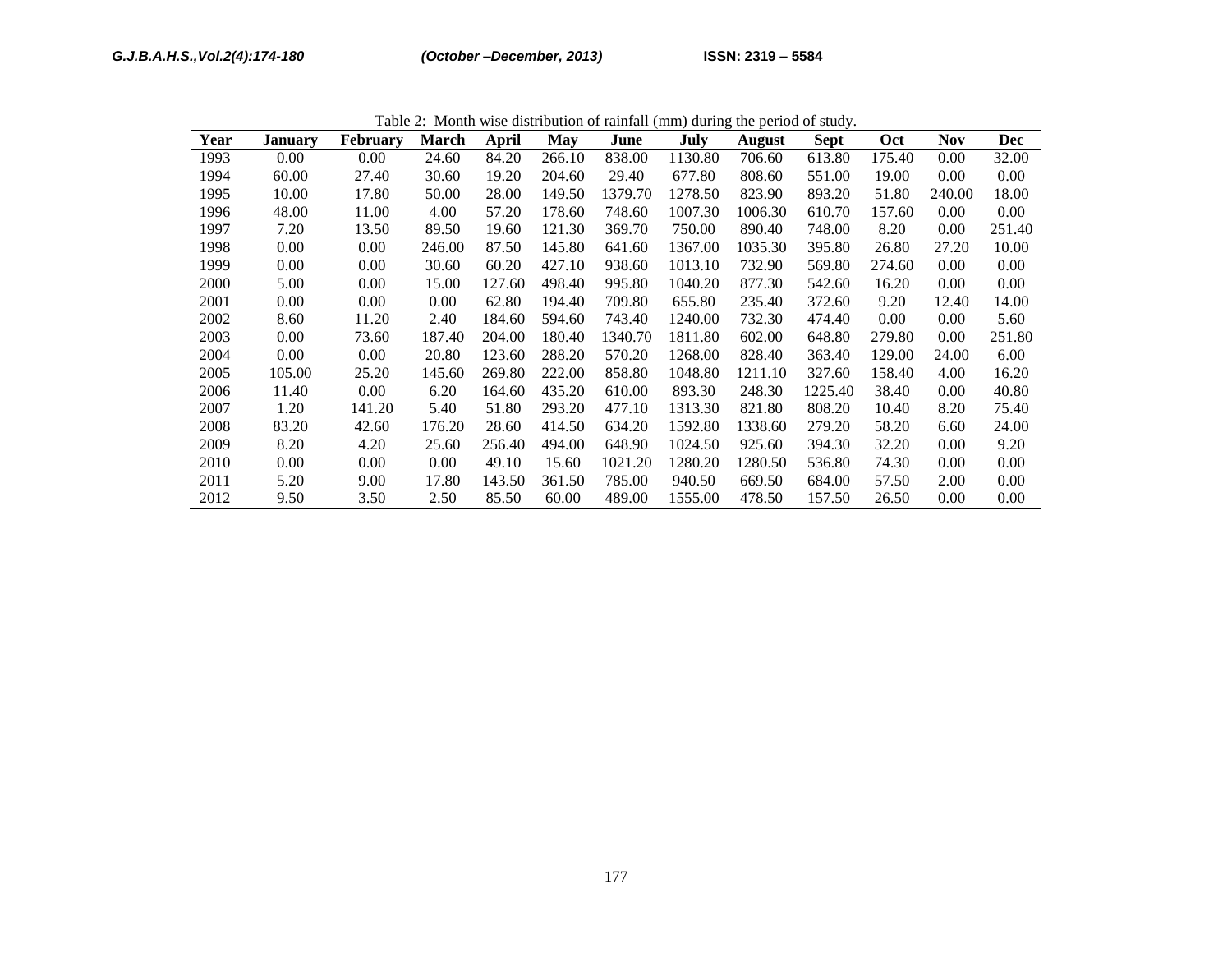Table 2: Month wise distribution of rainfall (mm) during the period of study.

| Year | January | February | March | April | May | June | July | August | Sept | Oct | Nov | Dec |
|---|---|---|---|---|---|---|---|---|---|---|---|---|
| 1993 | 0.00 | 0.00 | 24.60 | 84.20 | 266.10 | 838.00 | 1130.80 | 706.60 | 613.80 | 175.40 | 0.00 | 32.00 |
| 1994 | 60.00 | 27.40 | 30.60 | 19.20 | 204.60 | 29.40 | 677.80 | 808.60 | 551.00 | 19.00 | 0.00 | 0.00 |
| 1995 | 10.00 | 17.80 | 50.00 | 28.00 | 149.50 | 1379.70 | 1278.50 | 823.90 | 893.20 | 51.80 | 240.00 | 18.00 |
| 1996 | 48.00 | 11.00 | 4.00 | 57.20 | 178.60 | 748.60 | 1007.30 | 1006.30 | 610.70 | 157.60 | 0.00 | 0.00 |
| 1997 | 7.20 | 13.50 | 89.50 | 19.60 | 121.30 | 369.70 | 750.00 | 890.40 | 748.00 | 8.20 | 0.00 | 251.40 |
| 1998 | 0.00 | 0.00 | 246.00 | 87.50 | 145.80 | 641.60 | 1367.00 | 1035.30 | 395.80 | 26.80 | 27.20 | 10.00 |
| 1999 | 0.00 | 0.00 | 30.60 | 60.20 | 427.10 | 938.60 | 1013.10 | 732.90 | 569.80 | 274.60 | 0.00 | 0.00 |
| 2000 | 5.00 | 0.00 | 15.00 | 127.60 | 498.40 | 995.80 | 1040.20 | 877.30 | 542.60 | 16.20 | 0.00 | 0.00 |
| 2001 | 0.00 | 0.00 | 0.00 | 62.80 | 194.40 | 709.80 | 655.80 | 235.40 | 372.60 | 9.20 | 12.40 | 14.00 |
| 2002 | 8.60 | 11.20 | 2.40 | 184.60 | 594.60 | 743.40 | 1240.00 | 732.30 | 474.40 | 0.00 | 0.00 | 5.60 |
| 2003 | 0.00 | 73.60 | 187.40 | 204.00 | 180.40 | 1340.70 | 1811.80 | 602.00 | 648.80 | 279.80 | 0.00 | 251.80 |
| 2004 | 0.00 | 0.00 | 20.80 | 123.60 | 288.20 | 570.20 | 1268.00 | 828.40 | 363.40 | 129.00 | 24.00 | 6.00 |
| 2005 | 105.00 | 25.20 | 145.60 | 269.80 | 222.00 | 858.80 | 1048.80 | 1211.10 | 327.60 | 158.40 | 4.00 | 16.20 |
| 2006 | 11.40 | 0.00 | 6.20 | 164.60 | 435.20 | 610.00 | 893.30 | 248.30 | 1225.40 | 38.40 | 0.00 | 40.80 |
| 2007 | 1.20 | 141.20 | 5.40 | 51.80 | 293.20 | 477.10 | 1313.30 | 821.80 | 808.20 | 10.40 | 8.20 | 75.40 |
| 2008 | 83.20 | 42.60 | 176.20 | 28.60 | 414.50 | 634.20 | 1592.80 | 1338.60 | 279.20 | 58.20 | 6.60 | 24.00 |
| 2009 | 8.20 | 4.20 | 25.60 | 256.40 | 494.00 | 648.90 | 1024.50 | 925.60 | 394.30 | 32.20 | 0.00 | 9.20 |
| 2010 | 0.00 | 0.00 | 0.00 | 49.10 | 15.60 | 1021.20 | 1280.20 | 1280.50 | 536.80 | 74.30 | 0.00 | 0.00 |
| 2011 | 5.20 | 9.00 | 17.80 | 143.50 | 361.50 | 785.00 | 940.50 | 669.50 | 684.00 | 57.50 | 2.00 | 0.00 |
| 2012 | 9.50 | 3.50 | 2.50 | 85.50 | 60.00 | 489.00 | 1555.00 | 478.50 | 157.50 | 26.50 | 0.00 | 0.00 |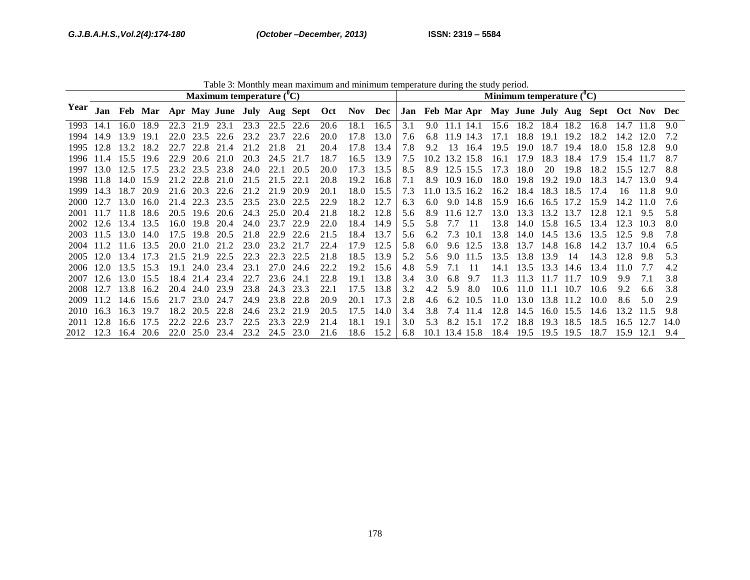Table 3: Monthly mean maximum and minimum temperature during the study period.

| Year | Maximum temperature ($^0C$) | | | | | | | | | | | | Minimum temperature ($^0C$) | | | | | | | | | | | |
|---|---|---|---|---|---|---|---|---|---|---|---|---|---|---|---|---|---|---|---|---|---|---|---|---|
| | Jan | Feb | Mar | Apr | May | June | July | Aug | Sept | Oct | Nov | Dec | Jan | Feb | Mar | Apr | May | June | July | Aug | Sept | Oct | Nov | Dec |
| 1993 | 14.1 | 16.0 | 18.9 | 22.3 | 21.9 | 23.1 | 23.3 | 22.5 | 22.6 | 20.6 | 18.1 | 16.5 | 3.1 | 9.0 | 11.1 | 14.1 | 15.6 | 18.2 | 18.4 | 18.2 | 16.8 | 14.7 | 11.8 | 9.0 |
| 1994 | 14.9 | 13.9 | 19.1 | 22.0 | 23.5 | 22.6 | 23.2 | 23.7 | 22.6 | 20.0 | 17.8 | 13.0 | 7.6 | 6.8 | 11.9 | 14.3 | 17.1 | 18.8 | 19.1 | 19.2 | 18.2 | 14.2 | 12.0 | 7.2 |
| 1995 | 12.8 | 13.2 | 18.2 | 22.7 | 22.8 | 21.4 | 21.2 | 21.8 | 21 | 20.4 | 17.8 | 13.4 | 7.8 | 9.2 | 13 | 16.4 | 19.5 | 19.0 | 18.7 | 19.4 | 18.0 | 15.8 | 12.8 | 9.0 |
| 1996 | 11.4 | 15.5 | 19.6 | 22.9 | 20.6 | 21.0 | 20.3 | 24.5 | 21.7 | 18.7 | 16.5 | 13.9 | 7.5 | 10.2 | 13.2 | 15.8 | 16.1 | 17.9 | 18.3 | 18.4 | 17.9 | 15.4 | 11.7 | 8.7 |
| 1997 | 13.0 | 12.5 | 17.5 | 23.2 | 23.5 | 23.8 | 24.0 | 22.1 | 20.5 | 20.0 | 17.3 | 13.5 | 8.5 | 8.9 | 12.5 | 15.5 | 17.3 | 18.0 | 20 | 19.8 | 18.2 | 15.5 | 12.7 | 8.8 |
| 1998 | 11.8 | 14.0 | 15.9 | 21.2 | 22.8 | 21.0 | 21.5 | 21.5 | 22.1 | 20.8 | 19.2 | 16.8 | 7.1 | 8.9 | 10.9 | 16.0 | 18.0 | 19.8 | 19.2 | 19.0 | 18.3 | 14.7 | 13.0 | 9.4 |
| 1999 | 14.3 | 18.7 | 20.9 | 21.6 | 20.3 | 22.6 | 21.2 | 21.9 | 20.9 | 20.1 | 18.0 | 15.5 | 7.3 | 11.0 | 13.5 | 16.2 | 16.2 | 18.4 | 18.3 | 18.5 | 17.4 | 16 | 11.8 | 9.0 |
| 2000 | 12.7 | 13.0 | 16.0 | 21.4 | 22.3 | 23.5 | 23.5 | 23.0 | 22.5 | 22.9 | 18.2 | 12.7 | 6.3 | 6.0 | 9.0 | 14.8 | 15.9 | 16.6 | 16.5 | 17.2 | 15.9 | 14.2 | 11.0 | 7.6 |
| 2001 | 11.7 | 11.8 | 18.6 | 20.5 | 19.6 | 20.6 | 24.3 | 25.0 | 20.4 | 21.8 | 18.2 | 12.8 | 5.6 | 8.9 | 11.6 | 12.7 | 13.0 | 13.3 | 13.2 | 13.7 | 12.8 | 12.1 | 9.5 | 5.8 |
| 2002 | 12.6 | 13.4 | 13.5 | 16.0 | 19.8 | 20.4 | 24.0 | 23.7 | 22.9 | 22.0 | 18.4 | 14.9 | 5.5 | 5.8 | 7.7 | 11 | 13.8 | 14.0 | 15.8 | 16.5 | 13.4 | 12.3 | 10.3 | 8.0 |
| 2003 | 11.5 | 13.0 | 14.0 | 17.5 | 19.8 | 20.5 | 21.8 | 22.9 | 22.6 | 21.5 | 18.4 | 13.7 | 5.6 | 6.2 | 7.3 | 10.1 | 13.8 | 14.0 | 14.5 | 13.6 | 13.5 | 12.5 | 9.8 | 7.8 |
| 2004 | 11.2 | 11.6 | 13.5 | 20.0 | 21.0 | 21.2 | 23.0 | 23.2 | 21.7 | 22.4 | 17.9 | 12.5 | 5.8 | 6.0 | 9.6 | 12.5 | 13.8 | 13.7 | 14.8 | 16.8 | 14.2 | 13.7 | 10.4 | 6.5 |
| 2005 | 12.0 | 13.4 | 17.3 | 21.5 | 21.9 | 22.5 | 22.3 | 22.3 | 22.5 | 21.8 | 18.5 | 13.9 | 5.2 | 5.6 | 9.0 | 11.5 | 13.5 | 13.8 | 13.9 | 14 | 14.3 | 12.8 | 9.8 | 5.3 |
| 2006 | 12.0 | 13.5 | 15.3 | 19.1 | 24.0 | 23.4 | 23.1 | 27.0 | 24.6 | 22.2 | 19.2 | 15.6 | 4.8 | 5.9 | 7.1 | 11 | 14.1 | 13.5 | 13.3 | 14.6 | 13.4 | 11.0 | 7.7 | 4.2 |
| 2007 | 12.6 | 13.0 | 15.5 | 18.4 | 21.4 | 23.4 | 22.7 | 23.6 | 24.1 | 22.8 | 19.1 | 13.8 | 3.4 | 3.0 | 6.8 | 9.7 | 11.3 | 11.3 | 11.7 | 11.7 | 10.9 | 9.9 | 7.1 | 3.8 |
| 2008 | 12.7 | 13.8 | 16.2 | 20.4 | 24.0 | 23.9 | 23.8 | 24.3 | 23.3 | 22.1 | 17.5 | 13.8 | 3.2 | 4.2 | 5.9 | 8.0 | 10.6 | 11.0 | 11.1 | 10.7 | 10.6 | 9.2 | 6.6 | 3.8 |
| 2009 | 11.2 | 14.6 | 15.6 | 21.7 | 23.0 | 24.7 | 24.9 | 23.8 | 22.8 | 20.9 | 20.1 | 17.3 | 2.8 | 4.6 | 6.2 | 10.5 | 11.0 | 13.0 | 13.8 | 11.2 | 10.0 | 8.6 | 5.0 | 2.9 |
| 2010 | 16.3 | 16.3 | 19.7 | 18.2 | 20.5 | 22.8 | 24.6 | 23.2 | 21.9 | 20.5 | 17.5 | 14.0 | 3.4 | 3.8 | 7.4 | 11.4 | 12.8 | 14.5 | 16.0 | 15.5 | 14.6 | 13.2 | 11.5 | 9.8 |
| 2011 | 12.8 | 16.6 | 17.5 | 22.2 | 22.6 | 23.7 | 22.5 | 23.3 | 22.9 | 21.4 | 18.1 | 19.1 | 3.0 | 5.3 | 8.2 | 15.1 | 17.2 | 18.8 | 19.3 | 18.5 | 18.5 | 16.5 | 12.7 | 14.0 |
| 2012 | 12.3 | 16.4 | 20.6 | 22.0 | 25.0 | 23.4 | 23.2 | 24.5 | 23.0 | 21.6 | 18.6 | 15.2 | 6.8 | 10.1 | 13.4 | 15.8 | 18.4 | 19.5 | 19.5 | 19.5 | 18.7 | 15.9 | 12.1 | 9.4 |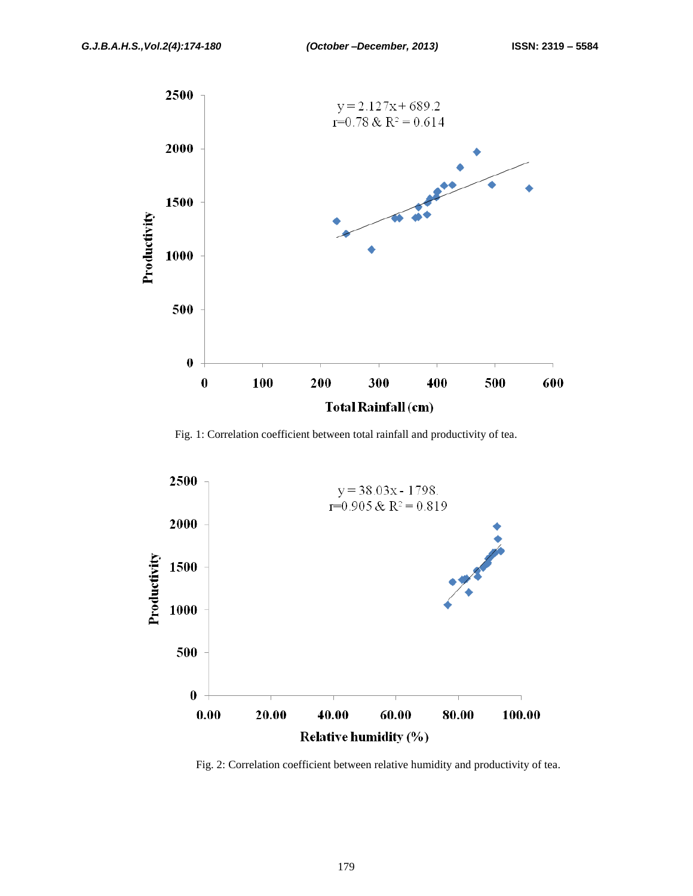Fig. 1: Correlation coefficient between total rainfall and productivity of tea.

Fig. 2: Correlation coefficient between relative humidity and productivity of tea.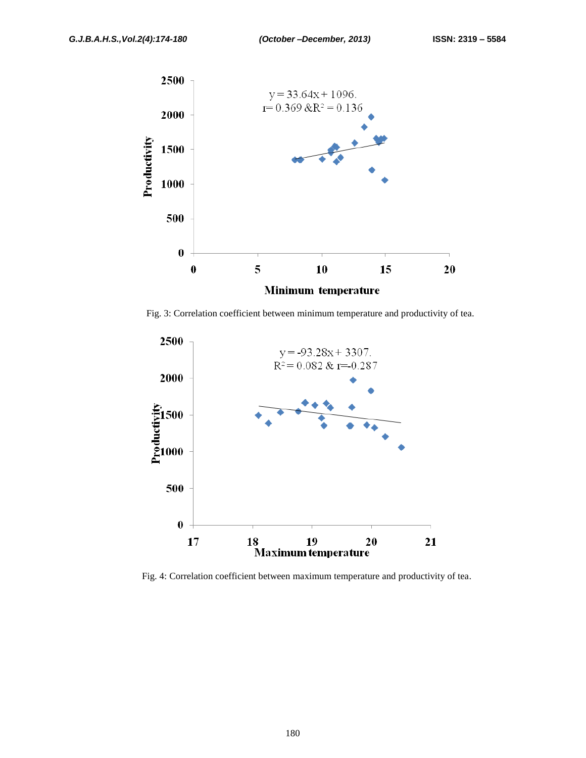2500

2000

1500

1000

500

0

0

5

10

15

20

Productivity

Minimum temperature

y = 33.64x + 1096.

r= 0.369 & $R^2$ = 0.136

Fig. 3: Correlation coefficient between minimum temperature and productivity of tea.

2500

2000

1500

1000

500

0

17

18

19

20

21

Productivity

Maximum temperature

y = -93.28x + 3307.

$R^2$ = 0.082 & r=-0.287

Fig. 4: Correlation coefficient between maximum temperature and productivity of tea.